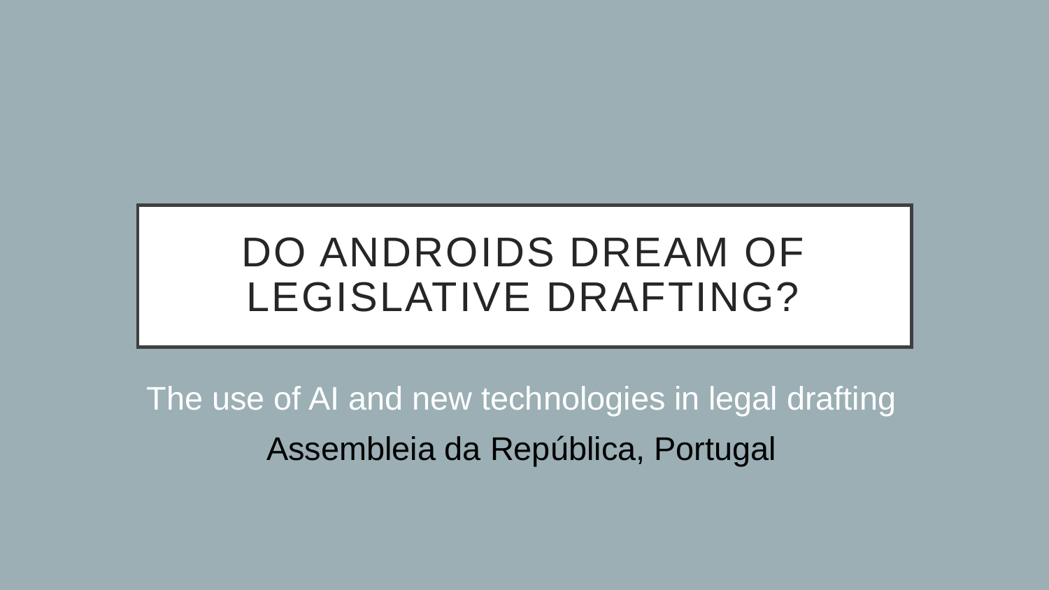# DO ANDROIDS DREAM OF LEGISLATIVE DRAFTING?

The use of AI and new technologies in legal drafting

Assembleia da República, Portugal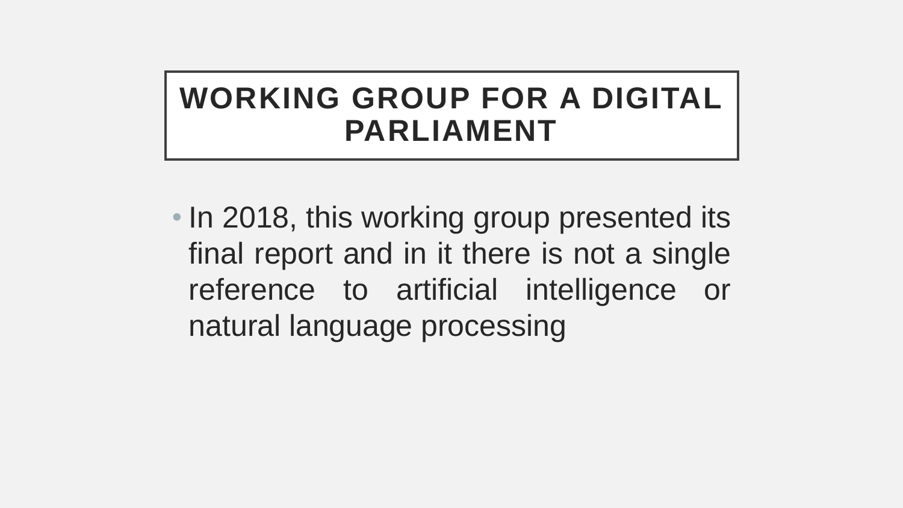# WORKING GROUP FOR A DIGITAL PARLIAMENT

- In 2018, this working group presented its final report and in it there is not a single reference to artificial intelligence or natural language processing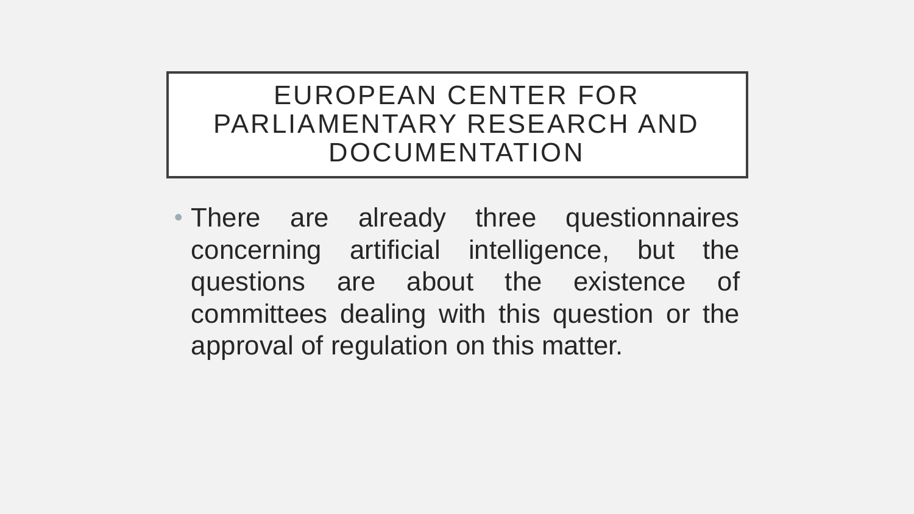# EUROPEAN CENTER FOR PARLIAMENTARY RESEARCH AND DOCUMENTATION

- There are already three questionnaires concerning artificial intelligence, but the questions are about the existence of committees dealing with this question or the approval of regulation on this matter.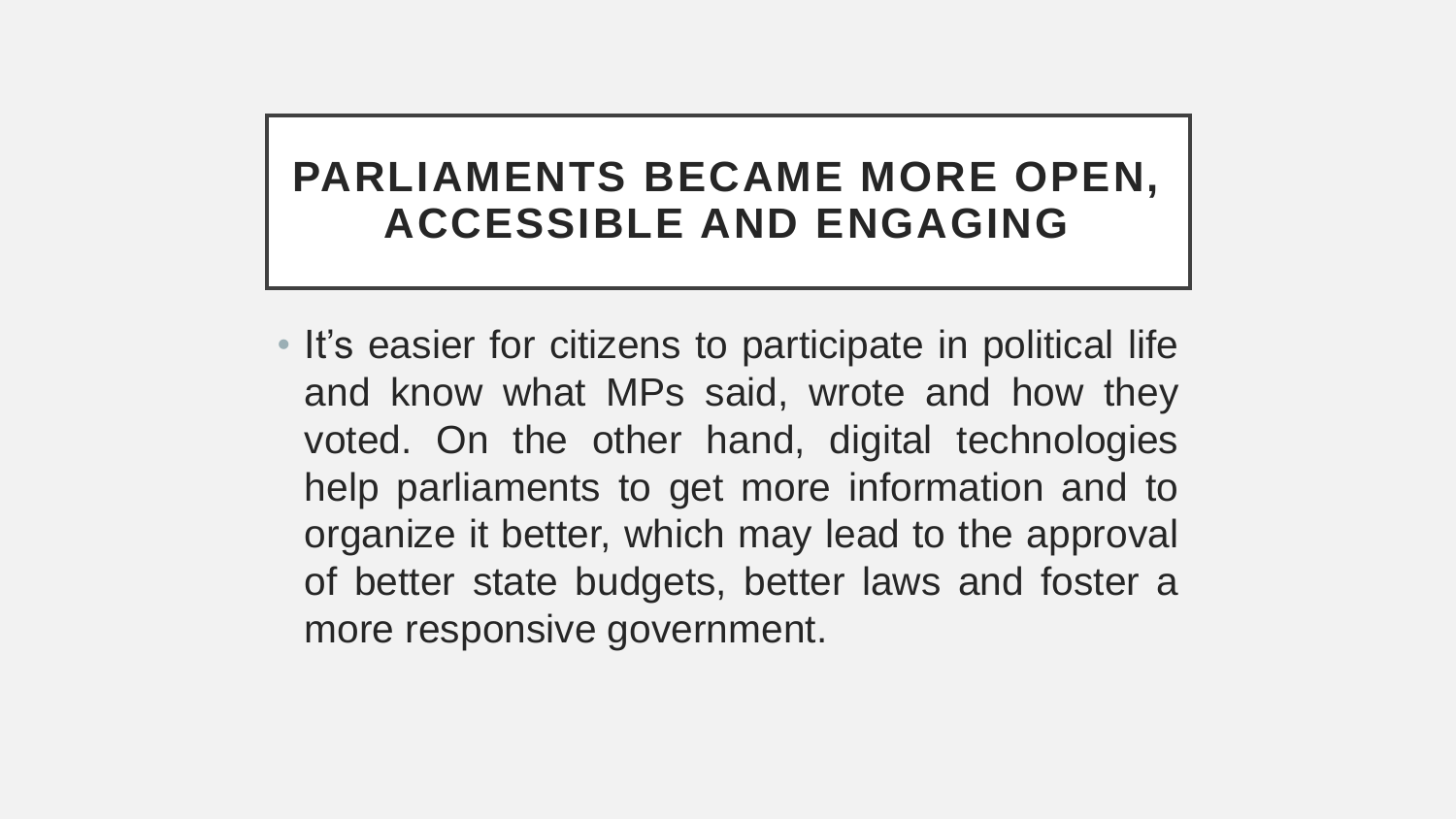# PARLIAMENTS BECAME MORE OPEN, ACCESSIBLE AND ENGAGING

- It’s easier for citizens to participate in political life and know what MPs said, wrote and how they voted. On the other hand, digital technologies help parliaments to get more information and to organize it better, which may lead to the approval of better state budgets, better laws and foster a more responsive government.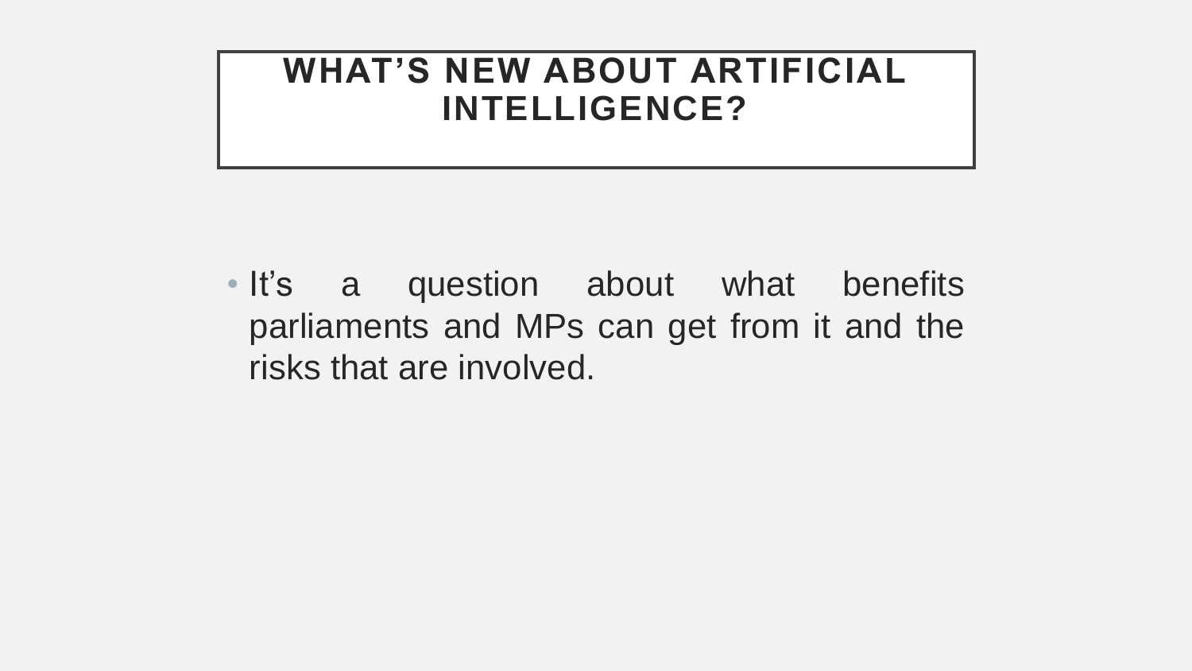# WHAT'S NEW ABOUT ARTIFICIAL INTELLIGENCE?

- It's a question about what benefits parliaments and MPs can get from it and the risks that are involved.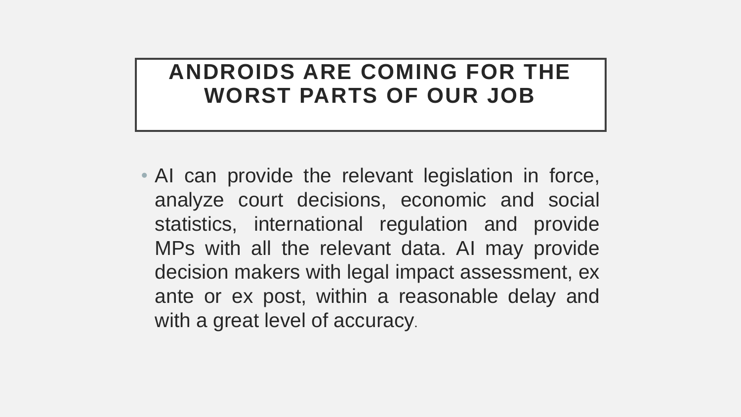# ANDROIDS ARE COMING FOR THE WORST PARTS OF OUR JOB

- AI can provide the relevant legislation in force, analyze court decisions, economic and social statistics, international regulation and provide MPs with all the relevant data. AI may provide decision makers with legal impact assessment, ex ante or ex post, within a reasonable delay and with a great level of accuracy.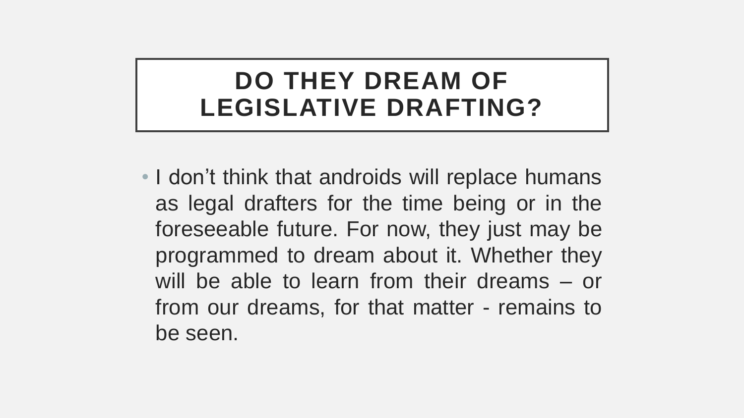# DO THEY DREAM OF LEGISLATIVE DRAFTING?

- I don’t think that androids will replace humans as legal drafters for the time being or in the foreseeable future. For now, they just may be programmed to dream about it. Whether they will be able to learn from their dreams – or from our dreams, for that matter - remains to be seen.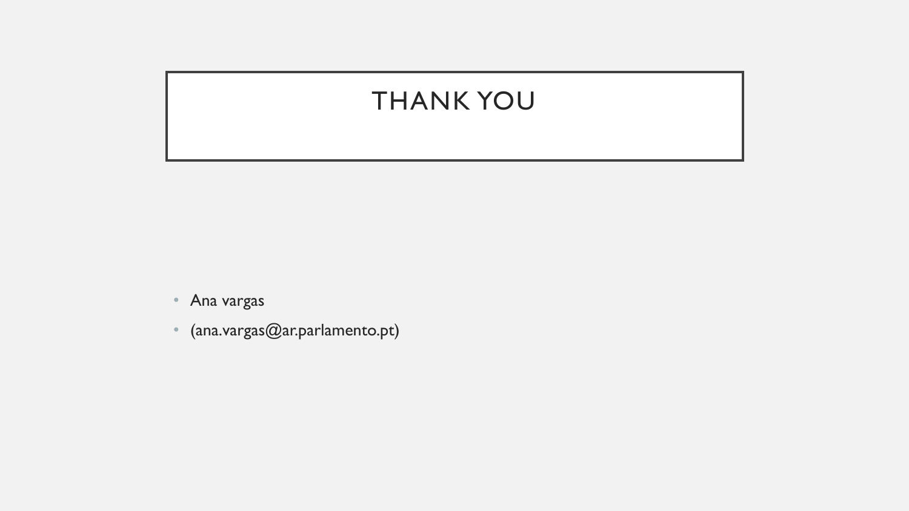# THANK YOU

- Ana vargas
- (ana.vargas@ar.parlamento.pt)